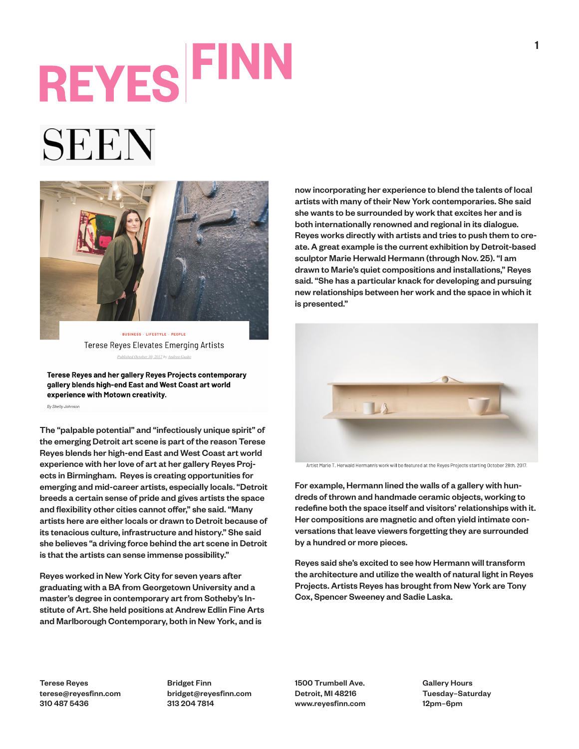# REYES FINN

## SEEN

BUSINESS · LIFESTYLE · PEOPLE

### Terese Reyes Elevates Emerging Artists

Published October 30, 2017 by Andrea Gusko

**Terese Reyes and her gallery Reyes Projects contemporary gallery blends high-end East and West Coast art world experience with Motown creativity.**

*By Shelly Johnson*

The "palpable potential" and "infectiously unique spirit" of the emerging Detroit art scene is part of the reason Terese Reyes blends her high-end East and West Coast art world experience with her love of art at her gallery Reyes Projects in Birmingham. Reyes is creating opportunities for emerging and mid-career artists, especially locals. "Detroit breeds a certain sense of pride and gives artists the space and flexibility other cities cannot offer," she said. "Many artists here are either locals or drawn to Detroit because of its tenacious culture, infrastructure and history." She said she believes "a driving force behind the art scene in Detroit is that the artists can sense immense possibility."

Reyes worked in New York City for seven years after graduating with a BA from Georgetown University and a master's degree in contemporary art from Sotheby's Institute of Art. She held positions at Andrew Edlin Fine Arts and Marlborough Contemporary, both in New York, and is now incorporating her experience to blend the talents of local artists with many of their New York contemporaries. She said she wants to be surrounded by work that excites her and is both internationally renowned and regional in its dialogue. Reyes works directly with artists and tries to push them to create. A great example is the current exhibition by Detroit-based sculptor Marie Herwald Hermann (through Nov. 25). "I am drawn to Marie's quiet compositions and installations," Reyes said. "She has a particular knack for developing and pursuing new relationships between her work and the space in which it is presented."

Artist Marie T. Herwald Hermann's work will be featured at the Reyes Projects starting October 28th, 2017.

For example, Hermann lined the walls of a gallery with hundreds of thrown and handmade ceramic objects, working to redefine both the space itself and visitors' relationships with it. Her compositions are magnetic and often yield intimate conversations that leave viewers forgetting they are surrounded by a hundred or more pieces.

Reyes said she's excited to see how Hermann will transform the architecture and utilize the wealth of natural light in Reyes Projects. Artists Reyes has brought from New York are Tony Cox, Spencer Sweeney and Sadie Laska.

Terese Reyes
terese@reyesfinn.com
310 487 5436

Bridget Finn
bridget@reyesfinn.com
313 204 7814

1500 Trumbell Ave.
Detroit, MI 48216
www.reyesfinn.com

Gallery Hours
Tuesday–Saturday
12pm–6pm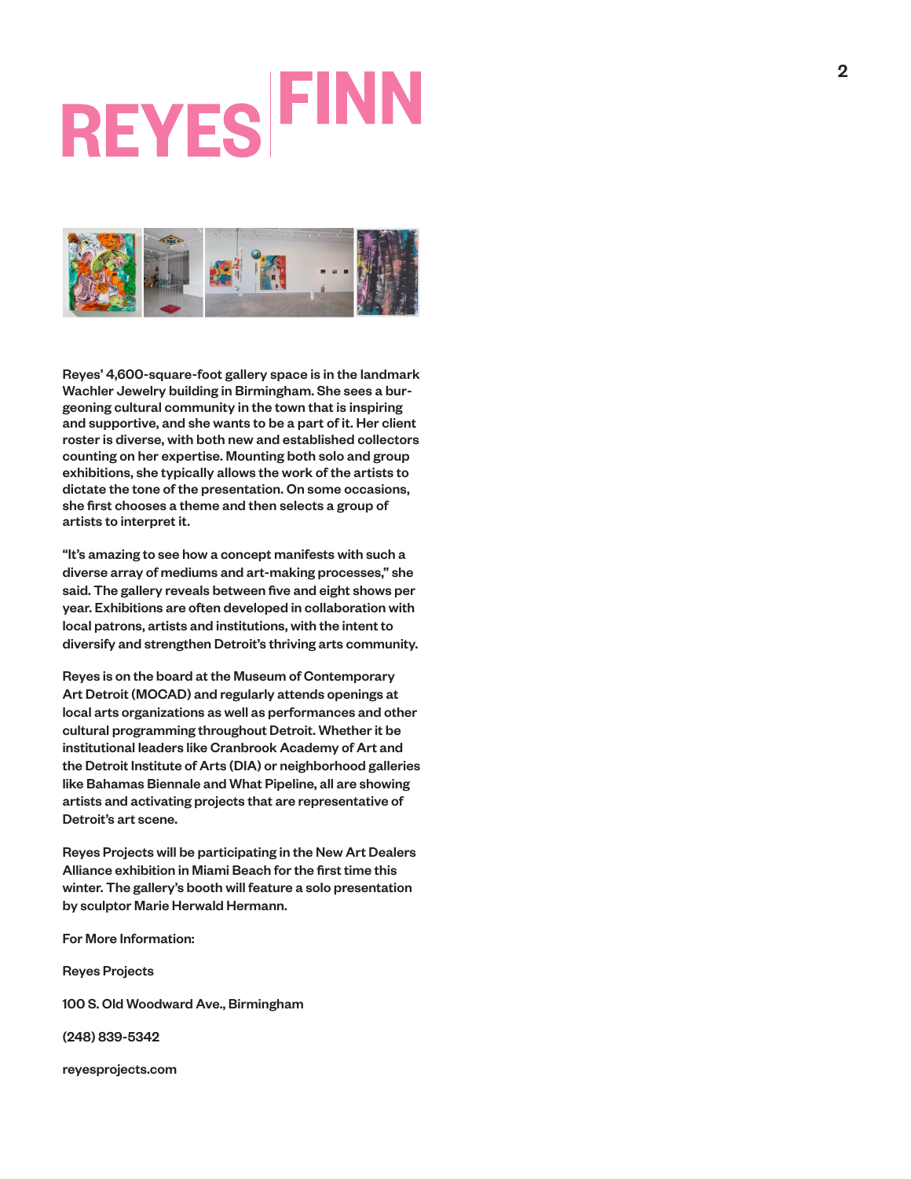# REYES | FINN

Reyes' 4,600-square-foot gallery space is in the landmark Wachler Jewelry building in Birmingham. She sees a burgeoning cultural community in the town that is inspiring and supportive, and she wants to be a part of it. Her client roster is diverse, with both new and established collectors counting on her expertise. Mounting both solo and group exhibitions, she typically allows the work of the artists to dictate the tone of the presentation. On some occasions, she first chooses a theme and then selects a group of artists to interpret it.

"It's amazing to see how a concept manifests with such a diverse array of mediums and art-making processes," she said. The gallery reveals between five and eight shows per year. Exhibitions are often developed in collaboration with local patrons, artists and institutions, with the intent to diversify and strengthen Detroit's thriving arts community.

Reyes is on the board at the Museum of Contemporary Art Detroit (MOCAD) and regularly attends openings at local arts organizations as well as performances and other cultural programming throughout Detroit. Whether it be institutional leaders like Cranbrook Academy of Art and the Detroit Institute of Arts (DIA) or neighborhood galleries like Bahamas Biennale and What Pipeline, all are showing artists and activating projects that are representative of Detroit's art scene.

Reyes Projects will be participating in the New Art Dealers Alliance exhibition in Miami Beach for the first time this winter. The gallery's booth will feature a solo presentation by sculptor Marie Herwald Hermann.

For More Information:

Reyes Projects

100 S. Old Woodward Ave., Birmingham

(248) 839-5342

reyesprojects.com